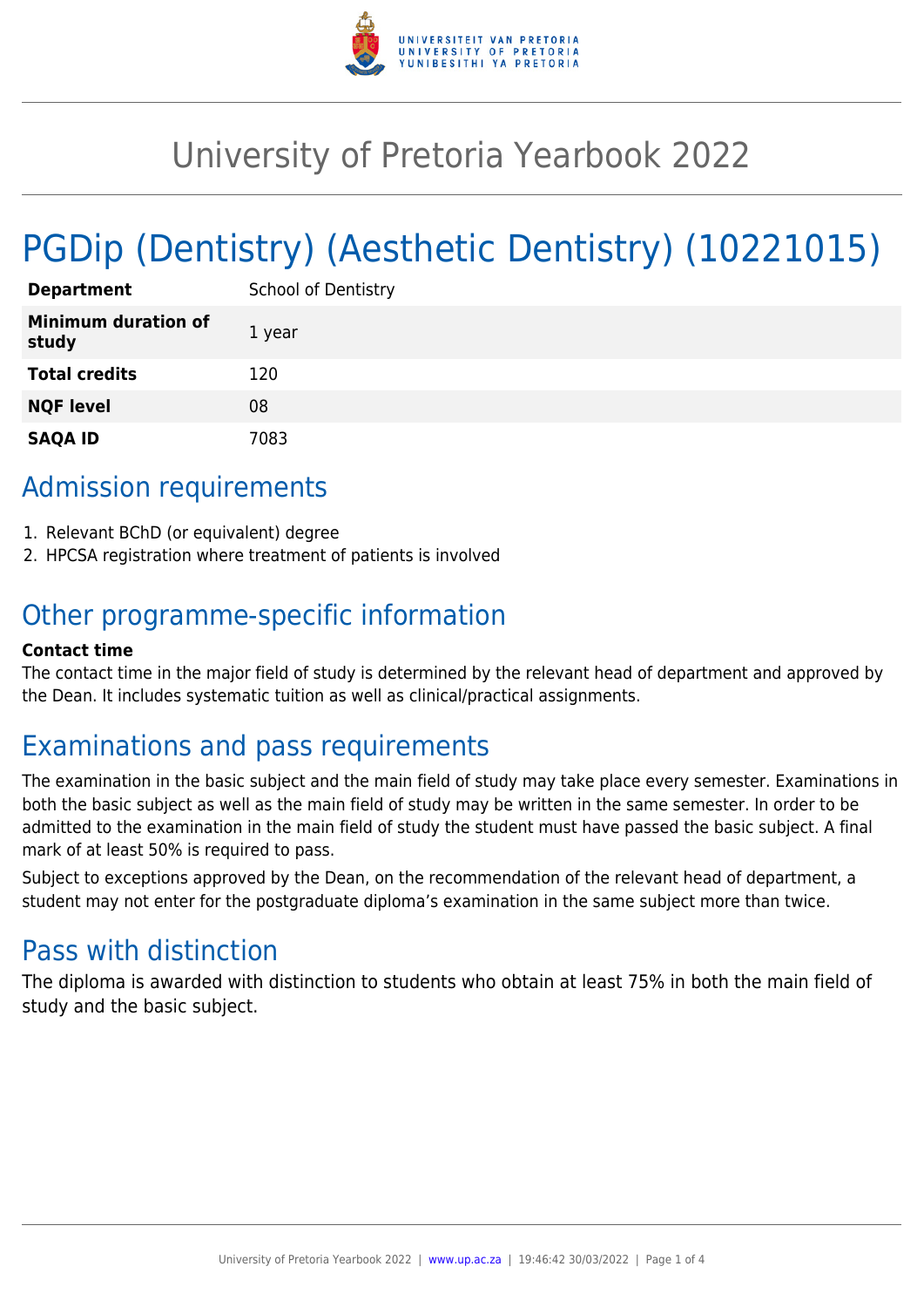# University of Pretoria Yearbook 2022

# PGDip (Dentistry) (Aesthetic Dentistry) (10221015)

| | |
|---|---|
| **Department** | School of Dentistry |
| **Minimum duration of study** | 1 year |
| **Total credits** | 120 |
| **NQF level** | 08 |
| **SAQA ID** | 7083 |

## Admission requirements

1. Relevant BChD (or equivalent) degree
2. HPCSA registration where treatment of patients is involved

## Other programme-specific information

**Contact time**

The contact time in the major field of study is determined by the relevant head of department and approved by the Dean. It includes systematic tuition as well as clinical/practical assignments.

## Examinations and pass requirements

The examination in the basic subject and the main field of study may take place every semester. Examinations in both the basic subject as well as the main field of study may be written in the same semester. In order to be admitted to the examination in the main field of study the student must have passed the basic subject. A final mark of at least 50% is required to pass.

Subject to exceptions approved by the Dean, on the recommendation of the relevant head of department, a student may not enter for the postgraduate diploma's examination in the same subject more than twice.

## Pass with distinction

The diploma is awarded with distinction to students who obtain at least 75% in both the main field of study and the basic subject.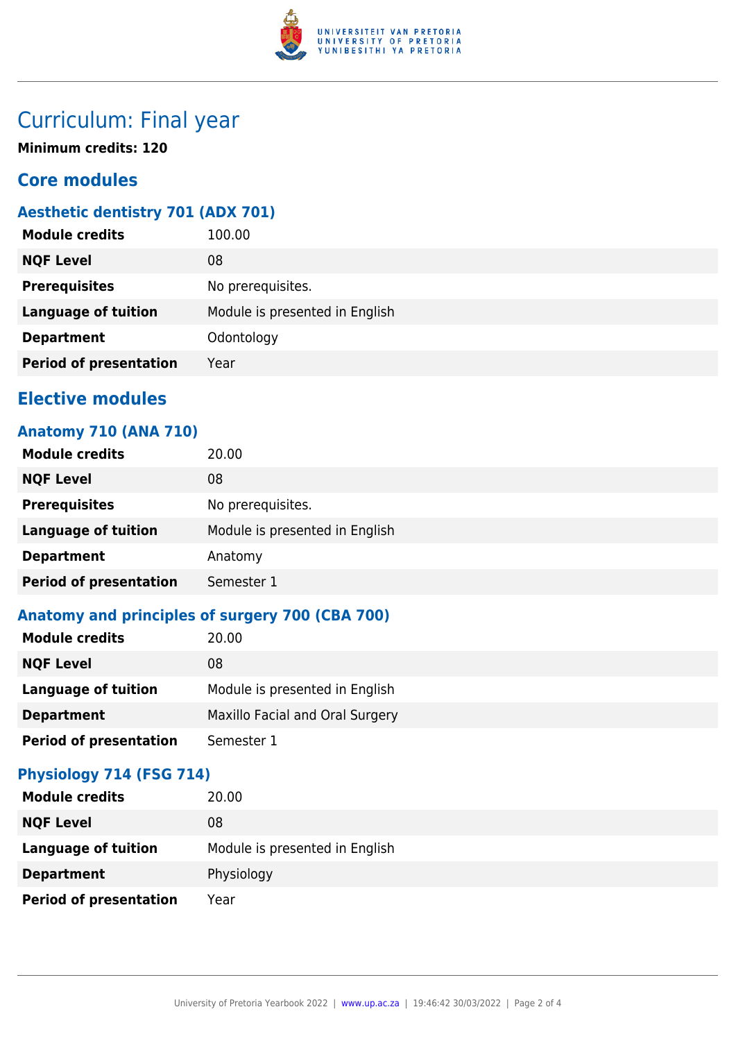# Curriculum: Final year

**Minimum credits: 120**

## Core modules

### Aesthetic dentistry 701 (ADX 701)

| | |
|---|---|
| **Module credits** | 100.00 |
| **NQF Level** | 08 |
| **Prerequisites** | No prerequisites. |
| **Language of tuition** | Module is presented in English |
| **Department** | Odontology |
| **Period of presentation** | Year |

## Elective modules

### Anatomy 710 (ANA 710)

| | |
|---|---|
| **Module credits** | 20.00 |
| **NQF Level** | 08 |
| **Prerequisites** | No prerequisites. |
| **Language of tuition** | Module is presented in English |
| **Department** | Anatomy |
| **Period of presentation** | Semester 1 |

### Anatomy and principles of surgery 700 (CBA 700)

| | |
|---|---|
| **Module credits** | 20.00 |
| **NQF Level** | 08 |
| **Language of tuition** | Module is presented in English |
| **Department** | Maxillo Facial and Oral Surgery |
| **Period of presentation** | Semester 1 |

### Physiology 714 (FSG 714)

| | |
|---|---|
| **Module credits** | 20.00 |
| **NQF Level** | 08 |
| **Language of tuition** | Module is presented in English |
| **Department** | Physiology |
| **Period of presentation** | Year |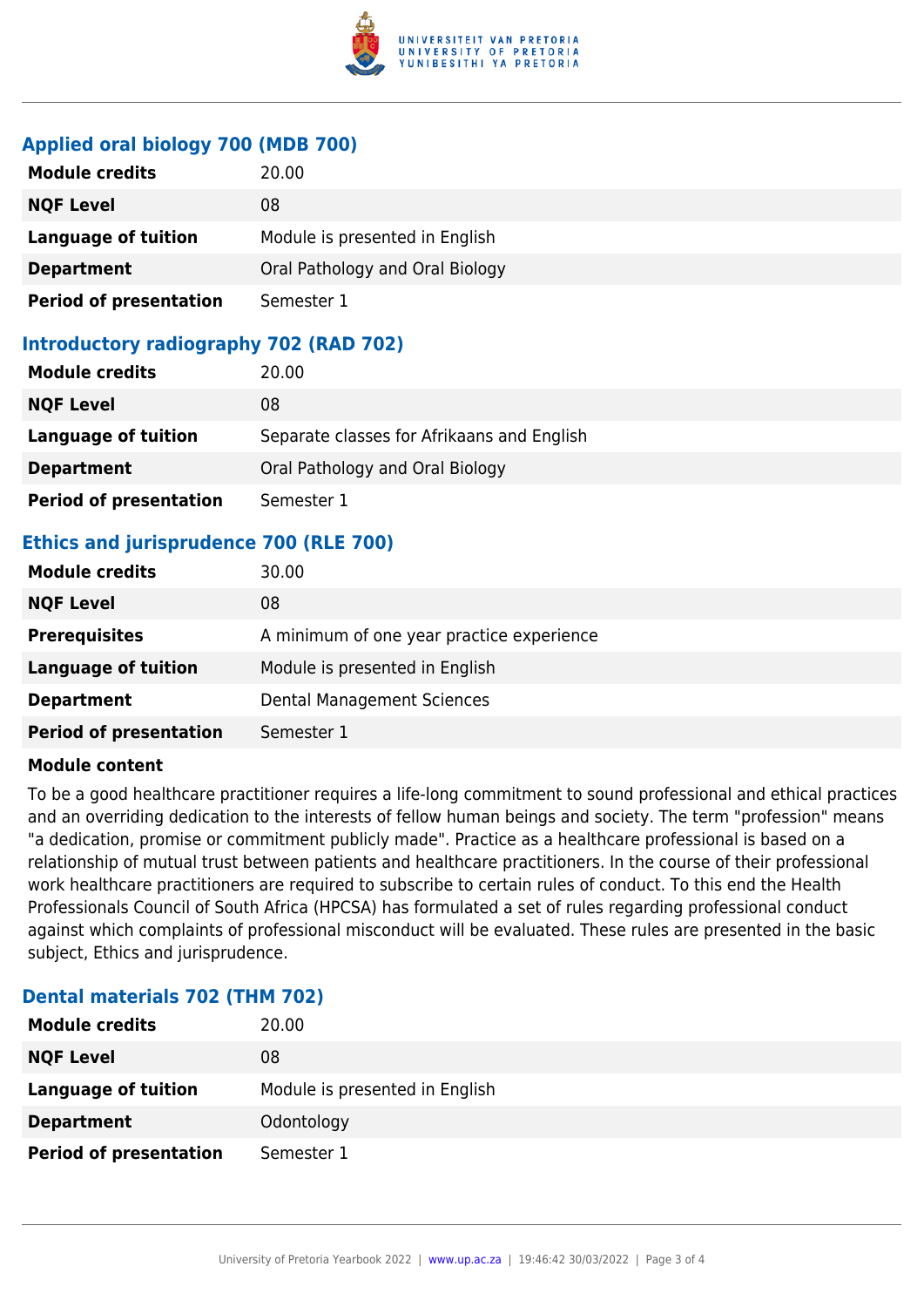### Applied oral biology 700 (MDB 700)

| | |
|---|---|
| **Module credits** | 20.00 |
| **NQF Level** | 08 |
| **Language of tuition** | Module is presented in English |
| **Department** | Oral Pathology and Oral Biology |
| **Period of presentation** | Semester 1 |

### Introductory radiography 702 (RAD 702)

| | |
|---|---|
| **Module credits** | 20.00 |
| **NQF Level** | 08 |
| **Language of tuition** | Separate classes for Afrikaans and English |
| **Department** | Oral Pathology and Oral Biology |
| **Period of presentation** | Semester 1 |

### Ethics and jurisprudence 700 (RLE 700)

| | |
|---|---|
| **Module credits** | 30.00 |
| **NQF Level** | 08 |
| **Prerequisites** | A minimum of one year practice experience |
| **Language of tuition** | Module is presented in English |
| **Department** | Dental Management Sciences |
| **Period of presentation** | Semester 1 |

**Module content**

To be a good healthcare practitioner requires a life-long commitment to sound professional and ethical practices and an overriding dedication to the interests of fellow human beings and society. The term "profession" means "a dedication, promise or commitment publicly made". Practice as a healthcare professional is based on a relationship of mutual trust between patients and healthcare practitioners. In the course of their professional work healthcare practitioners are required to subscribe to certain rules of conduct. To this end the Health Professionals Council of South Africa (HPCSA) has formulated a set of rules regarding professional conduct against which complaints of professional misconduct will be evaluated. These rules are presented in the basic subject, Ethics and jurisprudence.

### Dental materials 702 (THM 702)

| | |
|---|---|
| **Module credits** | 20.00 |
| **NQF Level** | 08 |
| **Language of tuition** | Module is presented in English |
| **Department** | Odontology |
| **Period of presentation** | Semester 1 |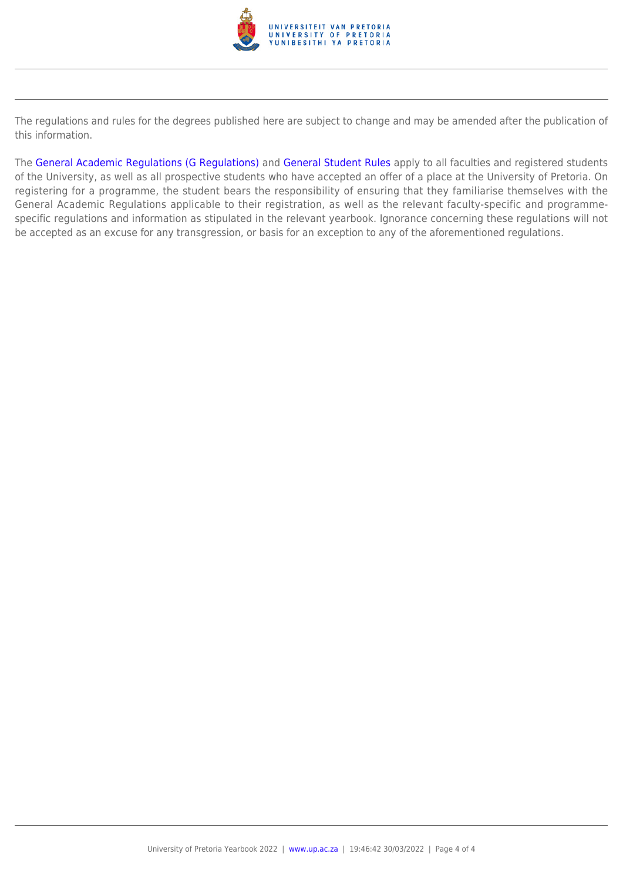The regulations and rules for the degrees published here are subject to change and may be amended after the publication of this information.

The General Academic Regulations (G Regulations) and General Student Rules apply to all faculties and registered students of the University, as well as all prospective students who have accepted an offer of a place at the University of Pretoria. On registering for a programme, the student bears the responsibility of ensuring that they familiarise themselves with the General Academic Regulations applicable to their registration, as well as the relevant faculty-specific and programme-specific regulations and information as stipulated in the relevant yearbook. Ignorance concerning these regulations will not be accepted as an excuse for any transgression, or basis for an exception to any of the aforementioned regulations.